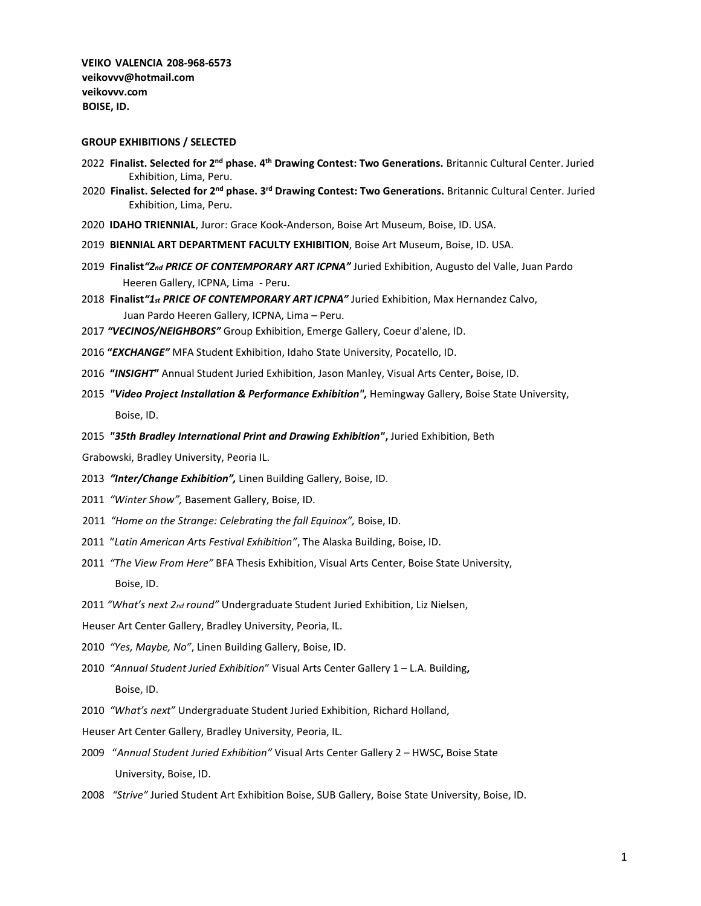**VEIKO VALENCIA 208-968-6573**
**veikovvv@hotmail.com**
**veikovvv.com**
**BOISE, ID.**

**GROUP EXHIBITIONS / SELECTED**

2022 **Finalist. Selected for 2nd phase. 4th Drawing Contest: Two Generations.** Britannic Cultural Center. Juried Exhibition, Lima, Peru.

2020 **Finalist. Selected for 2nd phase. 3rd Drawing Contest: Two Generations.** Britannic Cultural Center. Juried Exhibition, Lima, Peru.

2020 **IDAHO TRIENNIAL**, Juror: Grace Kook-Anderson, Boise Art Museum, Boise, ID. USA.

2019 **BIENNIAL ART DEPARTMENT FACULTY EXHIBITION**, Boise Art Museum, Boise, ID. USA.

2019 **Finalist*"2nd PRICE OF CONTEMPORARY ART ICPNA"*** Juried Exhibition, Augusto del Valle, Juan Pardo Heeren Gallery, ICPNA, Lima - Peru.

2018 **Finalist*"1st PRICE OF CONTEMPORARY ART ICPNA"*** Juried Exhibition, Max Hernandez Calvo, Juan Pardo Heeren Gallery, ICPNA, Lima – Peru.

2017 ***"VECINOS/NEIGHBORS"*** Group Exhibition, Emerge Gallery, Coeur d'alene, ID.

2016 **"*EXCHANGE"*** MFA Student Exhibition, Idaho State University, Pocatello, ID.

2016 **"*INSIGHT*"** Annual Student Juried Exhibition, Jason Manley, Visual Arts Center**,** Boise, ID.

2015 ***"Video Project Installation & Performance Exhibition",*** Hemingway Gallery, Boise State University, Boise, ID.

2015 ***"35th Bradley International Print and Drawing Exhibition"*,** Juried Exhibition, Beth Grabowski, Bradley University, Peoria IL.

2013 ***"Inter/Change Exhibition",*** Linen Building Gallery, Boise, ID.

2011 *"Winter Show",* Basement Gallery, Boise, ID.

2011 *"Home on the Strange: Celebrating the fall Equinox",* Boise, ID.

2011 "*Latin American Arts Festival Exhibition"*, The Alaska Building, Boise, ID.

2011 *"The View From Here"* BFA Thesis Exhibition, Visual Arts Center, Boise State University, Boise, ID.

2011 *"What's next 2nd round"* Undergraduate Student Juried Exhibition, Liz Nielsen, Heuser Art Center Gallery, Bradley University, Peoria, IL.

2010 *"Yes, Maybe, No"*, Linen Building Gallery, Boise, ID.

2010 *"Annual Student Juried Exhibition*" Visual Arts Center Gallery 1 – L.A. Building**,** Boise, ID.

2010 *"What's next"* Undergraduate Student Juried Exhibition, Richard Holland, Heuser Art Center Gallery, Bradley University, Peoria, IL.

2009 "*Annual Student Juried Exhibition"* Visual Arts Center Gallery 2 – HWSC**,** Boise State University, Boise, ID.

2008 *"Strive"* Juried Student Art Exhibition Boise, SUB Gallery, Boise State University, Boise, ID.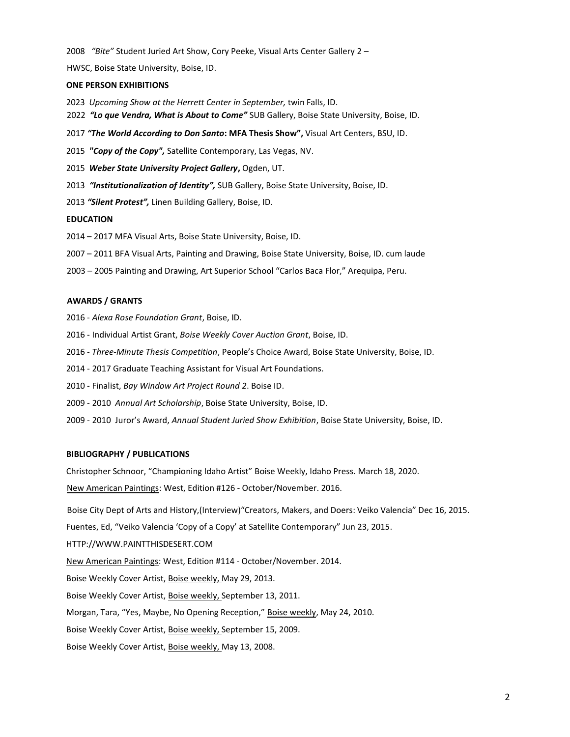2008 *"Bite"* Student Juried Art Show, Cory Peeke, Visual Arts Center Gallery 2 –

HWSC, Boise State University, Boise, ID.

**ONE PERSON EXHIBITIONS**

2023 *Upcoming Show at the Herrett Center in September,* twin Falls, ID.

2022 ***"Lo que Vendra, What is About to Come"*** SUB Gallery, Boise State University, Boise, ID.

2017 ***"The World According to Don Santo*: MFA Thesis Show",** Visual Art Centers, BSU, ID.

2015 ***"Copy of the Copy",*** Satellite Contemporary, Las Vegas, NV.

2015 ***Weber State University Project Gallery*,** Ogden, UT.

2013 ***"Institutionalization of Identity",*** SUB Gallery, Boise State University, Boise, ID.

2013 ***"Silent Protest",*** Linen Building Gallery, Boise, ID.

**EDUCATION**

2014 – 2017 MFA Visual Arts, Boise State University, Boise, ID.

2007 – 2011 BFA Visual Arts, Painting and Drawing, Boise State University, Boise, ID. cum laude

2003 – 2005 Painting and Drawing, Art Superior School "Carlos Baca Flor," Arequipa, Peru.

**AWARDS / GRANTS**

2016 - *Alexa Rose Foundation Grant*, Boise, ID.

2016 - Individual Artist Grant, *Boise Weekly Cover Auction Grant*, Boise, ID.

2016 - *Three-Minute Thesis Competition*, People's Choice Award, Boise State University, Boise, ID.

2014 - 2017 Graduate Teaching Assistant for Visual Art Foundations.

2010 - Finalist, *Bay Window Art Project Round 2*. Boise ID.

2009 - 2010 *Annual Art Scholarship*, Boise State University, Boise, ID.

2009 - 2010 Juror's Award, *Annual Student Juried Show Exhibition*, Boise State University, Boise, ID.

**BIBLIOGRAPHY / PUBLICATIONS**

Christopher Schnoor, "Championing Idaho Artist" Boise Weekly, Idaho Press. March 18, 2020.

New American Paintings: West, Edition #126 - October/November. 2016.

Boise City Dept of Arts and History,(Interview)"Creators, Makers, and Doers: Veiko Valencia" Dec 16, 2015.

Fuentes, Ed, "Veiko Valencia 'Copy of a Copy' at Satellite Contemporary" Jun 23, 2015.

HTTP://WWW.PAINTTHISDESERT.COM

New American Paintings: West, Edition #114 - October/November. 2014.

Boise Weekly Cover Artist, Boise weekly, May 29, 2013.

Boise Weekly Cover Artist, Boise weekly, September 13, 2011.

Morgan, Tara, "Yes, Maybe, No Opening Reception," Boise weekly, May 24, 2010.

Boise Weekly Cover Artist, Boise weekly, September 15, 2009.

Boise Weekly Cover Artist, Boise weekly, May 13, 2008.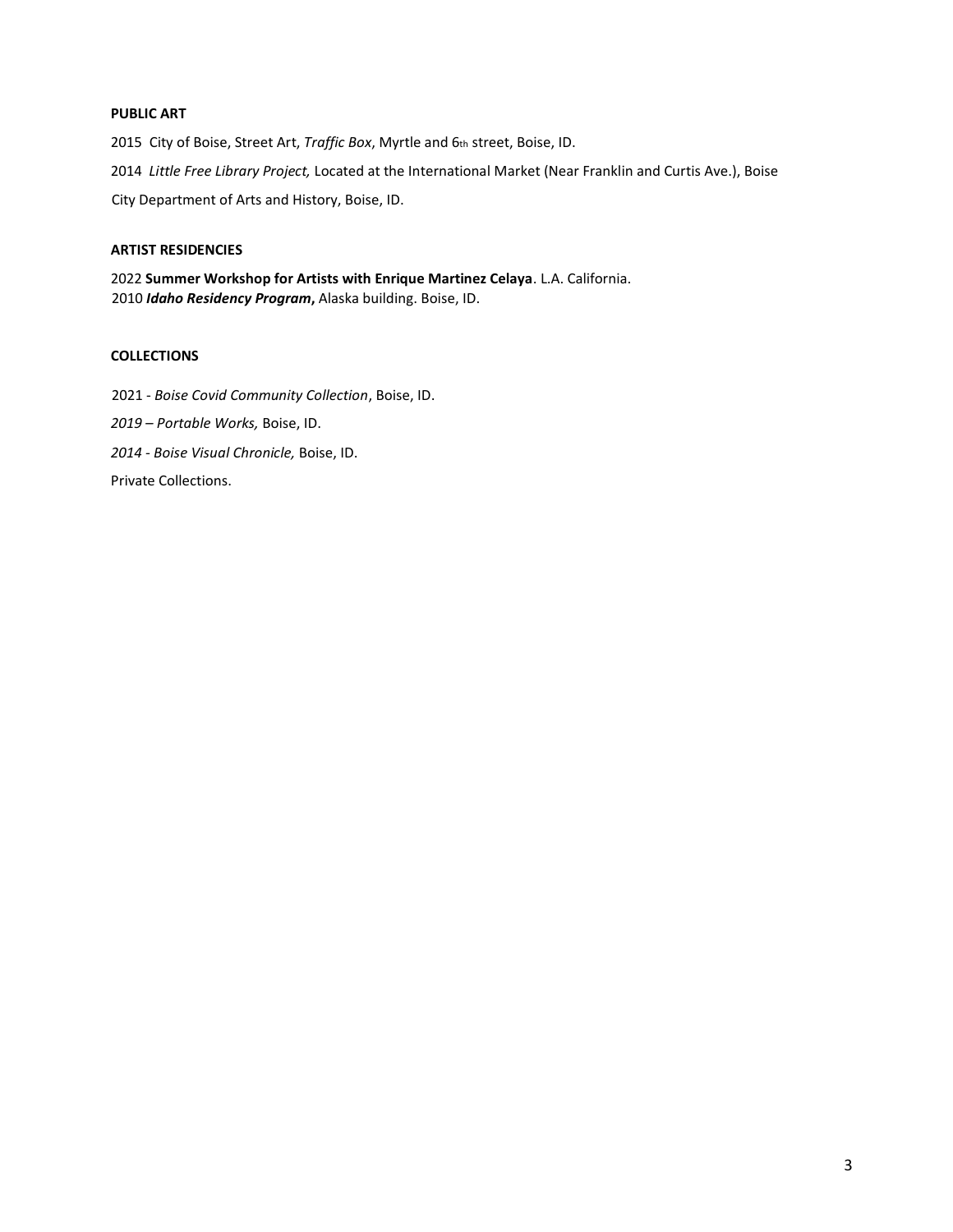**PUBLIC ART**

2015 City of Boise, Street Art, *Traffic Box*, Myrtle and 6th street, Boise, ID.

2014 *Little Free Library Project,* Located at the International Market (Near Franklin and Curtis Ave.), Boise City Department of Arts and History, Boise, ID.

**ARTIST RESIDENCIES**

2022 **Summer Workshop for Artists with Enrique Martinez Celaya**. L.A. California.
2010 ***Idaho Residency Program*,** Alaska building. Boise, ID.

**COLLECTIONS**

2021 - *Boise Covid Community Collection*, Boise, ID.

*2019 – Portable Works,* Boise, ID.

*2014 - Boise Visual Chronicle,* Boise, ID.

Private Collections.